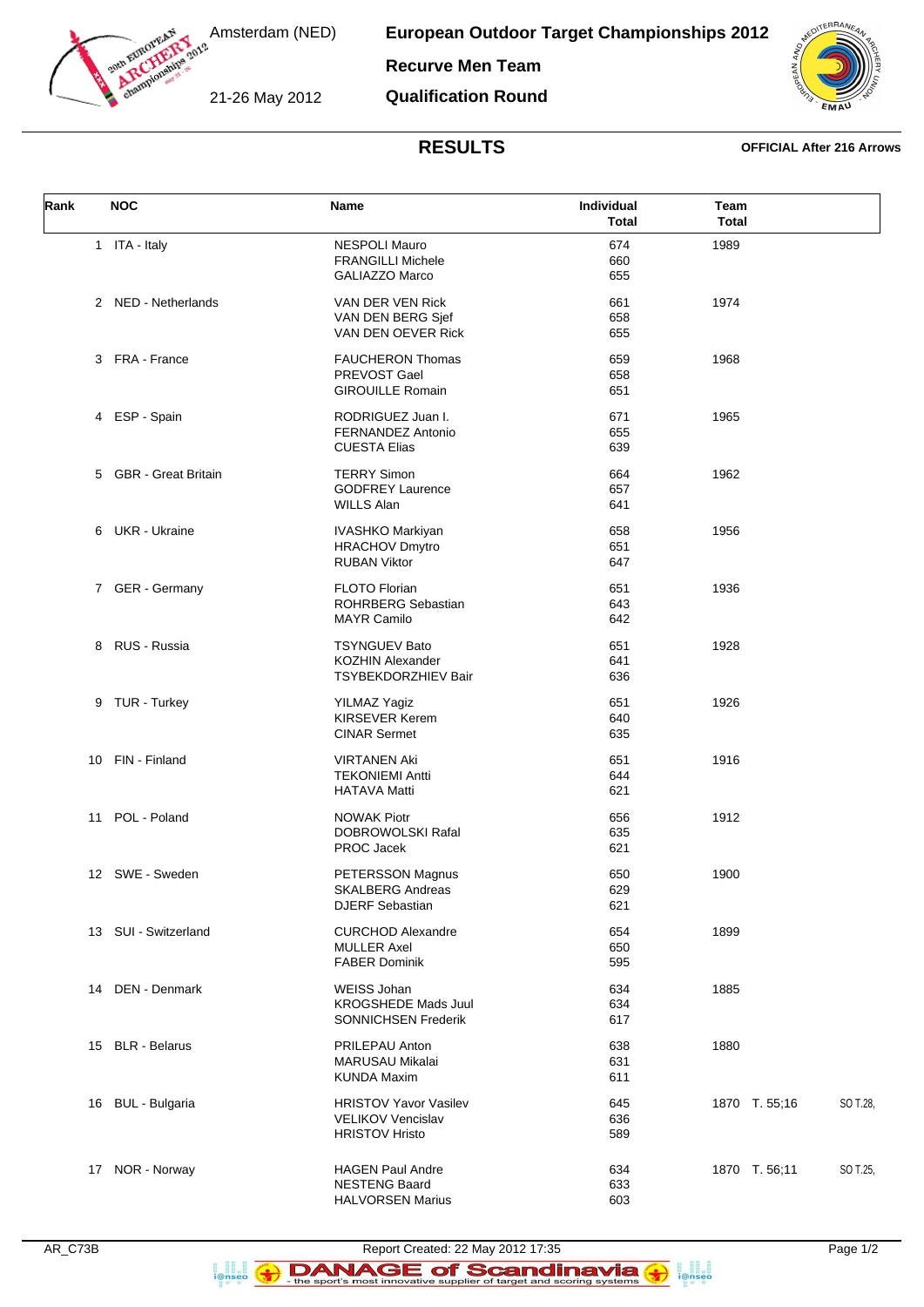Amsterdam (NED)

21-26 May 2012

# European Outdoor Target Championships 2012

## Recurve Men Team

## Qualification Round

### RESULTS

**OFFICIAL After 216 Arrows**

| Rank | NOC | Name | Individual Total | Team Total | | |
|---|---|---|---|---|---|---|
| 1 | ITA - Italy | NESPOLI Mauro | 674 | 1989 | | |
| | | FRANGILLI Michele | 660 | | | |
| | | GALIAZZO Marco | 655 | | | |
| 2 | NED - Netherlands | VAN DER VEN Rick | 661 | 1974 | | |
| | | VAN DEN BERG Sjef | 658 | | | |
| | | VAN DEN OEVER Rick | 655 | | | |
| 3 | FRA - France | FAUCHERON Thomas | 659 | 1968 | | |
| | | PREVOST Gael | 658 | | | |
| | | GIROUILLE Romain | 651 | | | |
| 4 | ESP - Spain | RODRIGUEZ Juan I. | 671 | 1965 | | |
| | | FERNANDEZ Antonio | 655 | | | |
| | | CUESTA Elias | 639 | | | |
| 5 | GBR - Great Britain | TERRY Simon | 664 | 1962 | | |
| | | GODFREY Laurence | 657 | | | |
| | | WILLS Alan | 641 | | | |
| 6 | UKR - Ukraine | IVASHKO Markiyan | 658 | 1956 | | |
| | | HRACHOV Dmytro | 651 | | | |
| | | RUBAN Viktor | 647 | | | |
| 7 | GER - Germany | FLOTO Florian | 651 | 1936 | | |
| | | ROHRBERG Sebastian | 643 | | | |
| | | MAYR Camilo | 642 | | | |
| 8 | RUS - Russia | TSYNGUEV Bato | 651 | 1928 | | |
| | | KOZHIN Alexander | 641 | | | |
| | | TSYBEKDORZHIEV Bair | 636 | | | |
| 9 | TUR - Turkey | YILMAZ Yagiz | 651 | 1926 | | |
| | | KIRSEVER Kerem | 640 | | | |
| | | CINAR Sermet | 635 | | | |
| 10 | FIN - Finland | VIRTANEN Aki | 651 | 1916 | | |
| | | TEKONIEMI Antti | 644 | | | |
| | | HATAVA Matti | 621 | | | |
| 11 | POL - Poland | NOWAK Piotr | 656 | 1912 | | |
| | | DOBROWOLSKI Rafal | 635 | | | |
| | | PROC Jacek | 621 | | | |
| 12 | SWE - Sweden | PETERSSON Magnus | 650 | 1900 | | |
| | | SKALBERG Andreas | 629 | | | |
| | | DJERF Sebastian | 621 | | | |
| 13 | SUI - Switzerland | CURCHOD Alexandre | 654 | 1899 | | |
| | | MULLER Axel | 650 | | | |
| | | FABER Dominik | 595 | | | |
| 14 | DEN - Denmark | WEISS Johan | 634 | 1885 | | |
| | | KROGSHEDE Mads Juul | 634 | | | |
| | | SONNICHSEN Frederik | 617 | | | |
| 15 | BLR - Belarus | PRILEPAU Anton | 638 | 1880 | | |
| | | MARUSAU Mikalai | 631 | | | |
| | | KUNDA Maxim | 611 | | | |
| 16 | BUL - Bulgaria | HRISTOV Yavor Vasilev | 645 | 1870 | T. 55;16 | SO T.28, |
| | | VELIKOV Vencislav | 636 | | | |
| | | HRISTOV Hristo | 589 | | | |
| 17 | NOR - Norway | HAGEN Paul Andre | 634 | 1870 | T. 56;11 | SO T.25, |
| | | NESTENG Baard | 633 | | | |
| | | HALVORSEN Marius | 603 | | | |

AR_C73B Report Created: 22 May 2012 17:35

DANAGE of Scandinavia - the sport's most innovative supplier of target and scoring systems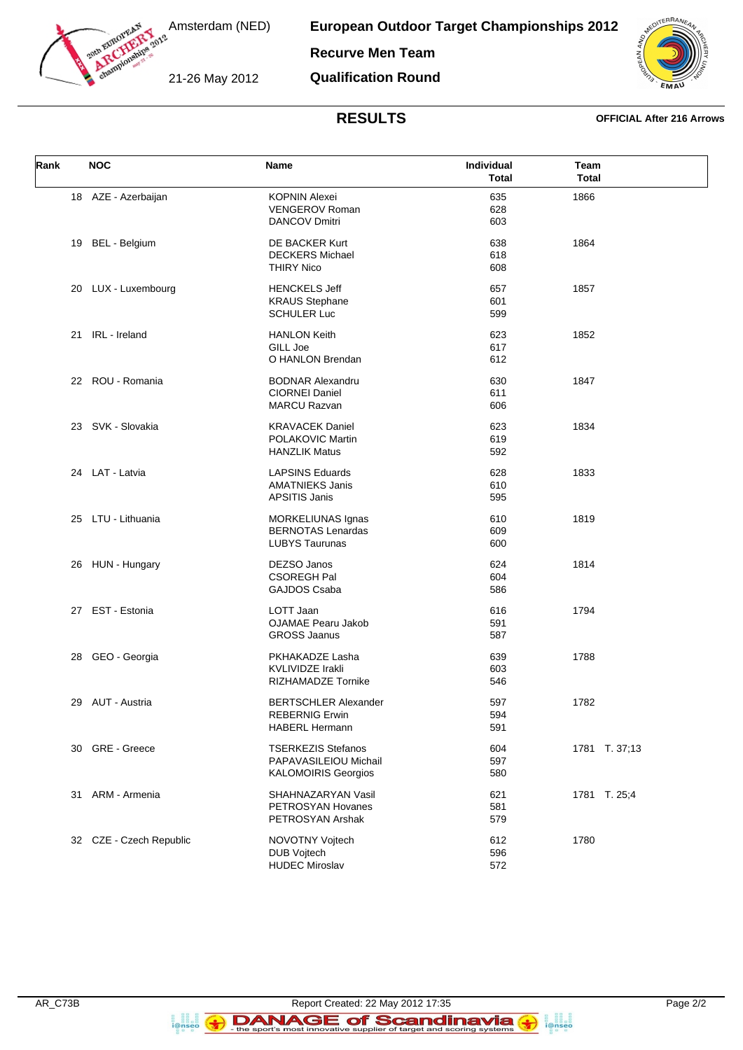# European Outdoor Target Championships 2012

Amsterdam (NED)

21-26 May 2012

## Recurve Men Team

## Qualification Round

## RESULTS

**OFFICIAL After 216 Arrows**

| Rank | NOC | Name | Individual Total | Team Total |
|---|---|---|---|---|
| 18 | AZE - Azerbaijan | KOPNIN Alexei | 635 | 1866 |
| | | VENGEROV Roman | 628 | |
| | | DANCOV Dmitri | 603 | |
| 19 | BEL - Belgium | DE BACKER Kurt | 638 | 1864 |
| | | DECKERS Michael | 618 | |
| | | THIRY Nico | 608 | |
| 20 | LUX - Luxembourg | HENCKELS Jeff | 657 | 1857 |
| | | KRAUS Stephane | 601 | |
| | | SCHULER Luc | 599 | |
| 21 | IRL - Ireland | HANLON Keith | 623 | 1852 |
| | | GILL Joe | 617 | |
| | | O HANLON Brendan | 612 | |
| 22 | ROU - Romania | BODNAR Alexandru | 630 | 1847 |
| | | CIORNEI Daniel | 611 | |
| | | MARCU Razvan | 606 | |
| 23 | SVK - Slovakia | KRAVACEK Daniel | 623 | 1834 |
| | | POLAKOVIC Martin | 619 | |
| | | HANZLIK Matus | 592 | |
| 24 | LAT - Latvia | LAPSINS Eduards | 628 | 1833 |
| | | AMATNIEKS Janis | 610 | |
| | | APSITIS Janis | 595 | |
| 25 | LTU - Lithuania | MORKELIUNAS Ignas | 610 | 1819 |
| | | BERNOTAS Lenardas | 609 | |
| | | LUBYS Taurunas | 600 | |
| 26 | HUN - Hungary | DEZSO Janos | 624 | 1814 |
| | | CSOREGH Pal | 604 | |
| | | GAJDOS Csaba | 586 | |
| 27 | EST - Estonia | LOTT Jaan | 616 | 1794 |
| | | OJAMAE Pearu Jakob | 591 | |
| | | GROSS Jaanus | 587 | |
| 28 | GEO - Georgia | PKHAKADZE Lasha | 639 | 1788 |
| | | KVLIVIDZE Irakli | 603 | |
| | | RIZHAMADZE Tornike | 546 | |
| 29 | AUT - Austria | BERTSCHLER Alexander | 597 | 1782 |
| | | REBERNIG Erwin | 594 | |
| | | HABERL Hermann | 591 | |
| 30 | GRE - Greece | TSERKEZIS Stefanos | 604 | 1781 T. 37;13 |
| | | PAPAVASILEIOU Michail | 597 | |
| | | KALOMOIRIS Georgios | 580 | |
| 31 | ARM - Armenia | SHAHNAZARYAN Vasil | 621 | 1781 T. 25;4 |
| | | PETROSYAN Hovanes | 581 | |
| | | PETROSYAN Arshak | 579 | |
| 32 | CZE - Czech Republic | NOVOTNY Vojtech | 612 | 1780 |
| | | DUB Vojtech | 596 | |
| | | HUDEC Miroslav | 572 | |

AR_C73B

Report Created: 22 May 2012 17:35